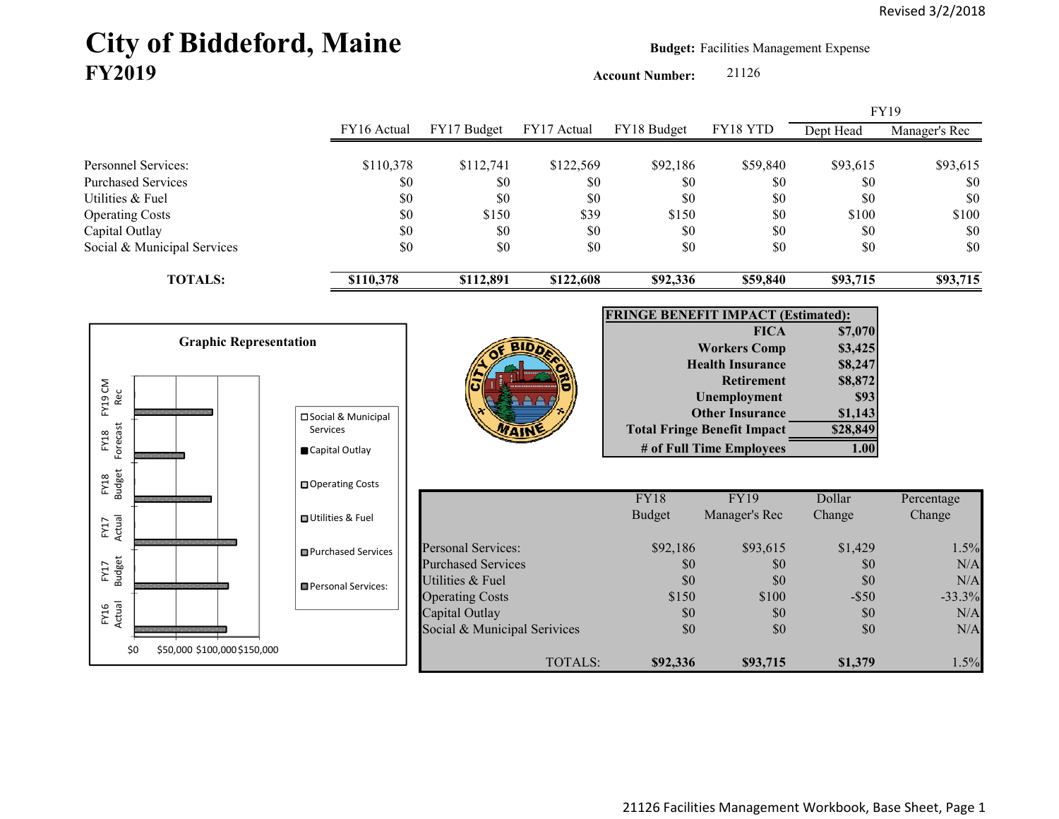Revised 3/2/2018

# City of Biddeford, Maine
## FY2019

**Budget:** Facilities Management Expense

**Account Number:** 21126

| | FY16 Actual | FY17 Budget | FY17 Actual | FY18 Budget | FY18 YTD | FY19 Dept Head | FY19 Manager's Rec |
|---|---|---|---|---|---|---|---|
| Personnel Services: | $110,378 | $112,741 | $122,569 | $92,186 | $59,840 | $93,615 | $93,615 |
| Purchased Services | $0 | $0 | $0 | $0 | $0 | $0 | $0 |
| Utilities & Fuel | $0 | $0 | $0 | $0 | $0 | $0 | $0 |
| Operating Costs | $0 | $150 | $39 | $150 | $0 | $100 | $100 |
| Capital Outlay | $0 | $0 | $0 | $0 | $0 | $0 | $0 |
| Social & Municipal Services | $0 | $0 | $0 | $0 | $0 | $0 | $0 |
| **TOTALS:** | **$110,378** | **$112,891** | **$122,608** | **$92,336** | **$59,840** | **$93,715** | **$93,715** |

**Graphic Representation**

| FRINGE BENEFIT IMPACT (Estimated): | |
|---|---|
| FICA | $7,070 |
| Workers Comp | $3,425 |
| Health Insurance | $8,247 |
| Retirement | $8,872 |
| Unemployment | $93 |
| Other Insurance | $1,143 |
| **Total Fringe Benefit Impact** | **$28,849** |
| **# of Full Time Employees** | **1.00** |

| | FY18 Budget | FY19 Manager's Rec | Dollar Change | Percentage Change |
|---|---|---|---|---|
| Personal Services: | $92,186 | $93,615 | $1,429 | 1.5% |
| Purchased Services | $0 | $0 | $0 | N/A |
| Utilities & Fuel | $0 | $0 | $0 | N/A |
| Operating Costs | $150 | $100 | -$50 | -33.3% |
| Capital Outlay | $0 | $0 | $0 | N/A |
| Social & Municipal Services | $0 | $0 | $0 | N/A |
| TOTALS: | **$92,336** | **$93,715** | **$1,379** | 1.5% |

21126 Facilities Management Workbook, Base Sheet, Page 1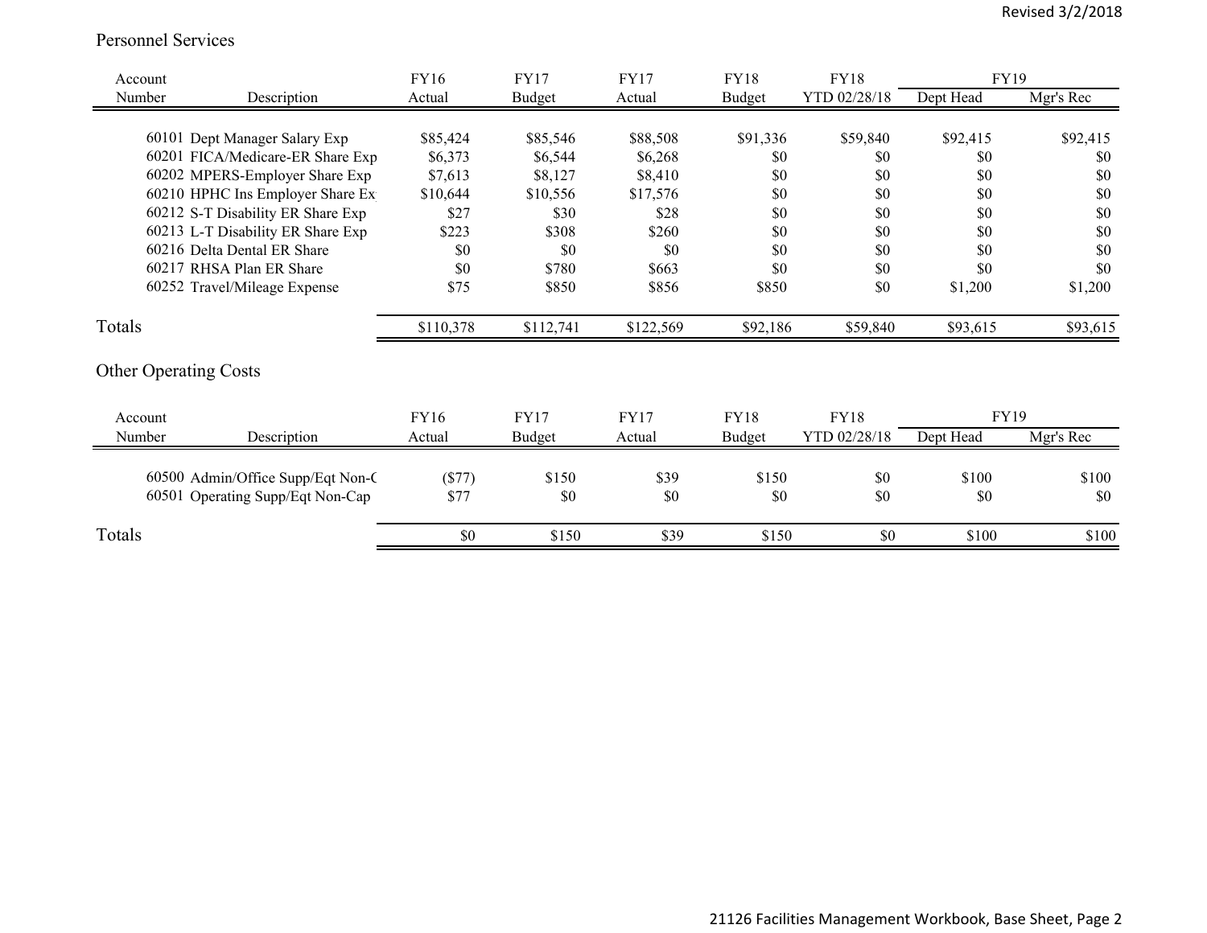## Personnel Services

| Account Number | Description | FY16 Actual | FY17 Budget | FY17 Actual | FY18 Budget | FY18 YTD 02/28/18 | FY19 Dept Head | FY19 Mgr's Rec |
|---|---|---|---|---|---|---|---|---|
| 60101 | Dept Manager Salary Exp | $85,424 | $85,546 | $88,508 | $91,336 | $59,840 | $92,415 | $92,415 |
| 60201 | FICA/Medicare-ER Share Exp | $6,373 | $6,544 | $6,268 | $0 | $0 | $0 | $0 |
| 60202 | MPERS-Employer Share Exp | $7,613 | $8,127 | $8,410 | $0 | $0 | $0 | $0 |
| 60210 | HPHC Ins Employer Share Ex | $10,644 | $10,556 | $17,576 | $0 | $0 | $0 | $0 |
| 60212 | S-T Disability ER Share Exp | $27 | $30 | $28 | $0 | $0 | $0 | $0 |
| 60213 | L-T Disability ER Share Exp | $223 | $308 | $260 | $0 | $0 | $0 | $0 |
| 60216 | Delta Dental ER Share | $0 | $0 | $0 | $0 | $0 | $0 | $0 |
| 60217 | RHSA Plan ER Share | $0 | $780 | $663 | $0 | $0 | $0 | $0 |
| 60252 | Travel/Mileage Expense | $75 | $850 | $856 | $850 | $0 | $1,200 | $1,200 |
| Totals | | $110,378 | $112,741 | $122,569 | $92,186 | $59,840 | $93,615 | $93,615 |

## Other Operating Costs

| Account Number | Description | FY16 Actual | FY17 Budget | FY17 Actual | FY18 Budget | FY18 YTD 02/28/18 | FY19 Dept Head | FY19 Mgr's Rec |
|---|---|---|---|---|---|---|---|---|
| 60500 | Admin/Office Supp/Eqt Non-C | ($77) | $150 | $39 | $150 | $0 | $100 | $100 |
| 60501 | Operating Supp/Eqt Non-Cap | $77 | $0 | $0 | $0 | $0 | $0 | $0 |
| Totals | | $0 | $150 | $39 | $150 | $0 | $100 | $100 |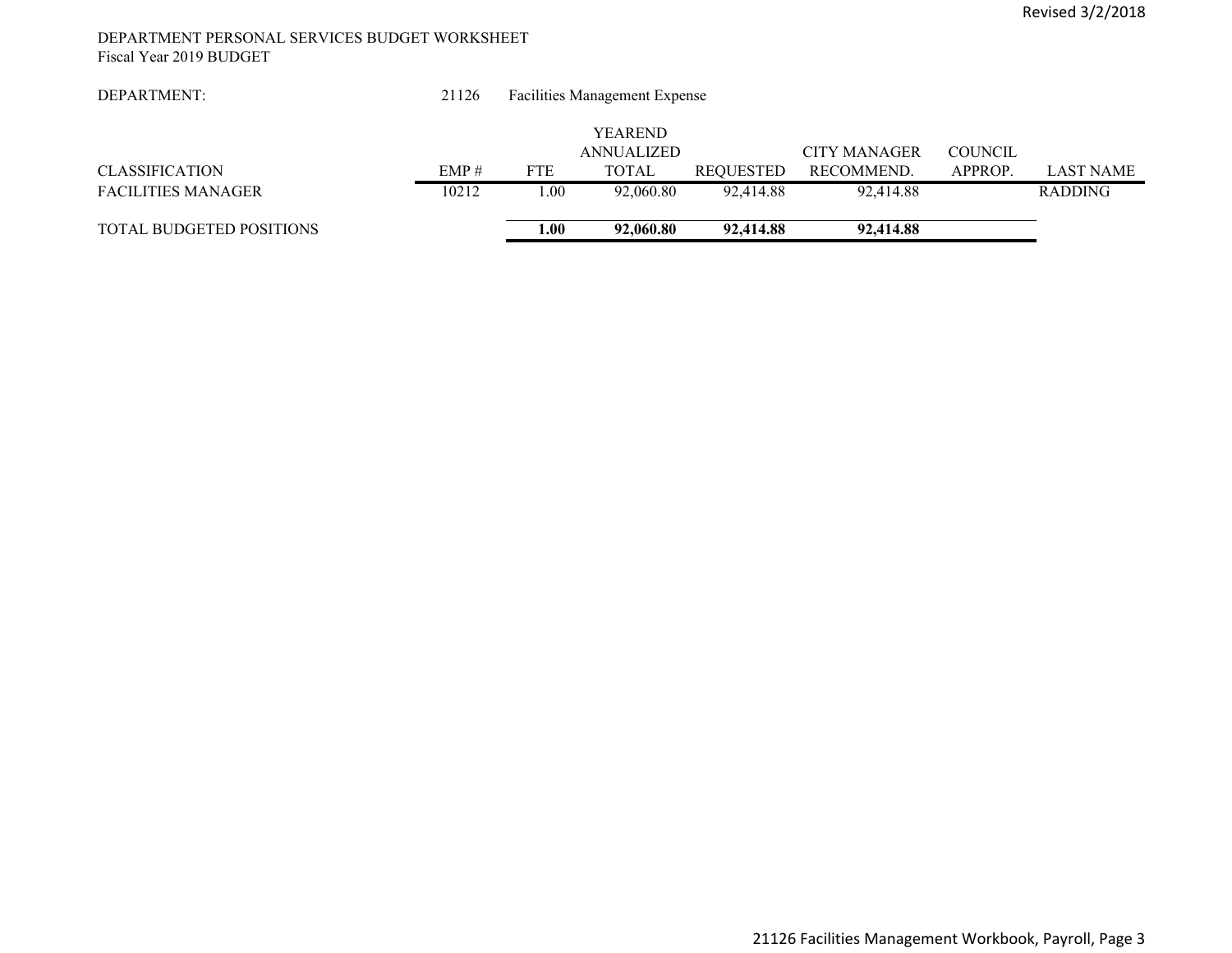DEPARTMENT PERSONAL SERVICES BUDGET WORKSHEET
Fiscal Year 2019 BUDGET

DEPARTMENT: 21126 Facilities Management Expense

| CLASSIFICATION | EMP # | FTE | YEAREND ANNUALIZED TOTAL | REQUESTED | CITY MANAGER RECOMMEND. | COUNCIL APPROP. | LAST NAME |
|---|---|---|---|---|---|---|---|
| FACILITIES MANAGER | 10212 | 1.00 | 92,060.80 | 92,414.88 | 92,414.88 | | RADDING |
| TOTAL BUDGETED POSITIONS | | **1.00** | **92,060.80** | **92,414.88** | **92,414.88** | | |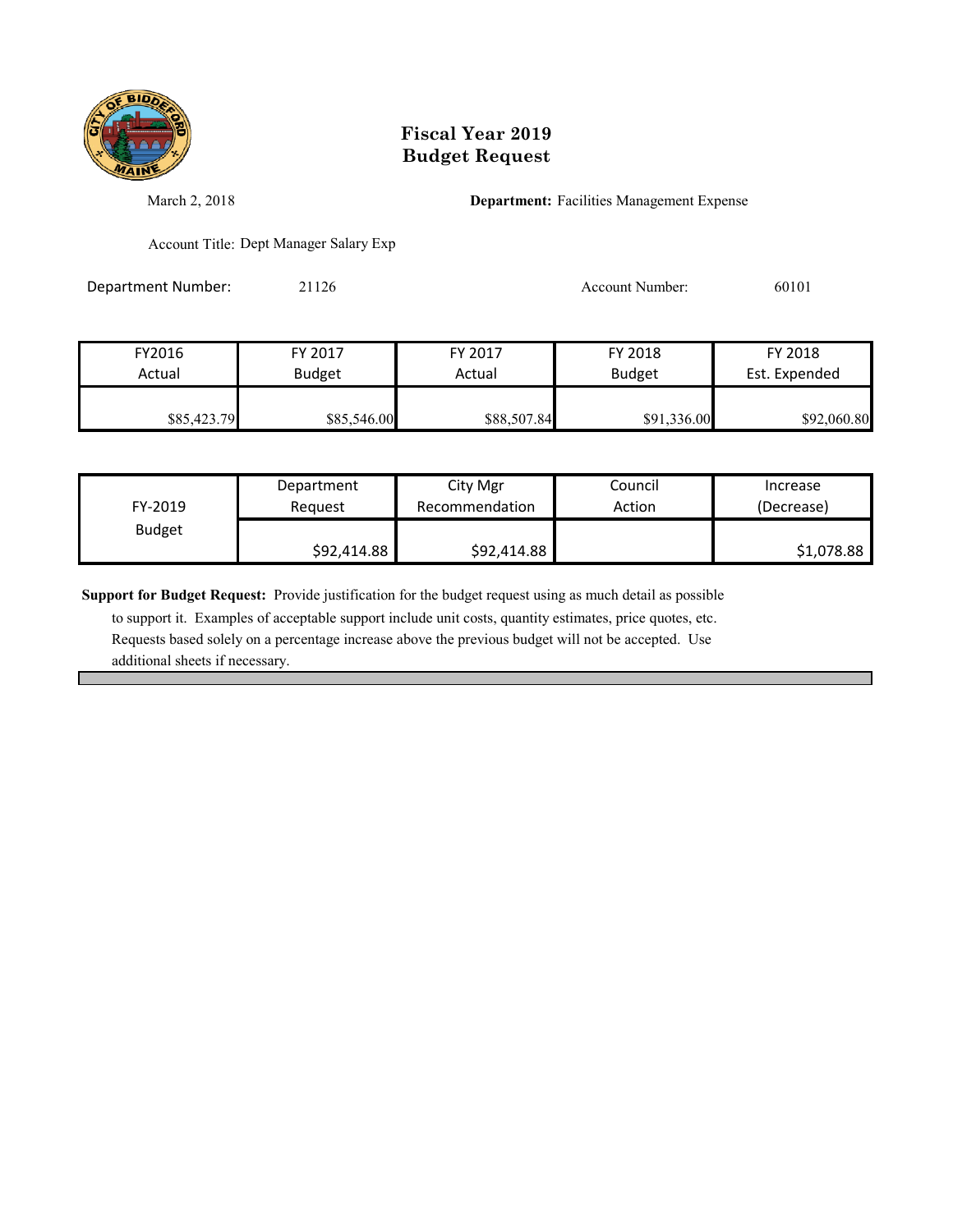# Fiscal Year 2019
# Budget Request

March 2, 2018

**Department:** Facilities Management Expense

Account Title: Dept Manager Salary Exp

Department Number: 21126

Account Number: 60101

| FY2016 Actual | FY 2017 Budget | FY 2017 Actual | FY 2018 Budget | FY 2018 Est. Expended |
|---|---|---|---|---|
| $85,423.79 | $85,546.00 | $88,507.84 | $91,336.00 | $92,060.80 |

| FY-2019 Budget | Department Request | City Mgr Recommendation | Council Action | Increase (Decrease) |
|---|---|---|---|---|
| | $92,414.88 | $92,414.88 | | $1,078.88 |

**Support for Budget Request:** Provide justification for the budget request using as much detail as possible to support it. Examples of acceptable support include unit costs, quantity estimates, price quotes, etc. Requests based solely on a percentage increase above the previous budget will not be accepted. Use additional sheets if necessary.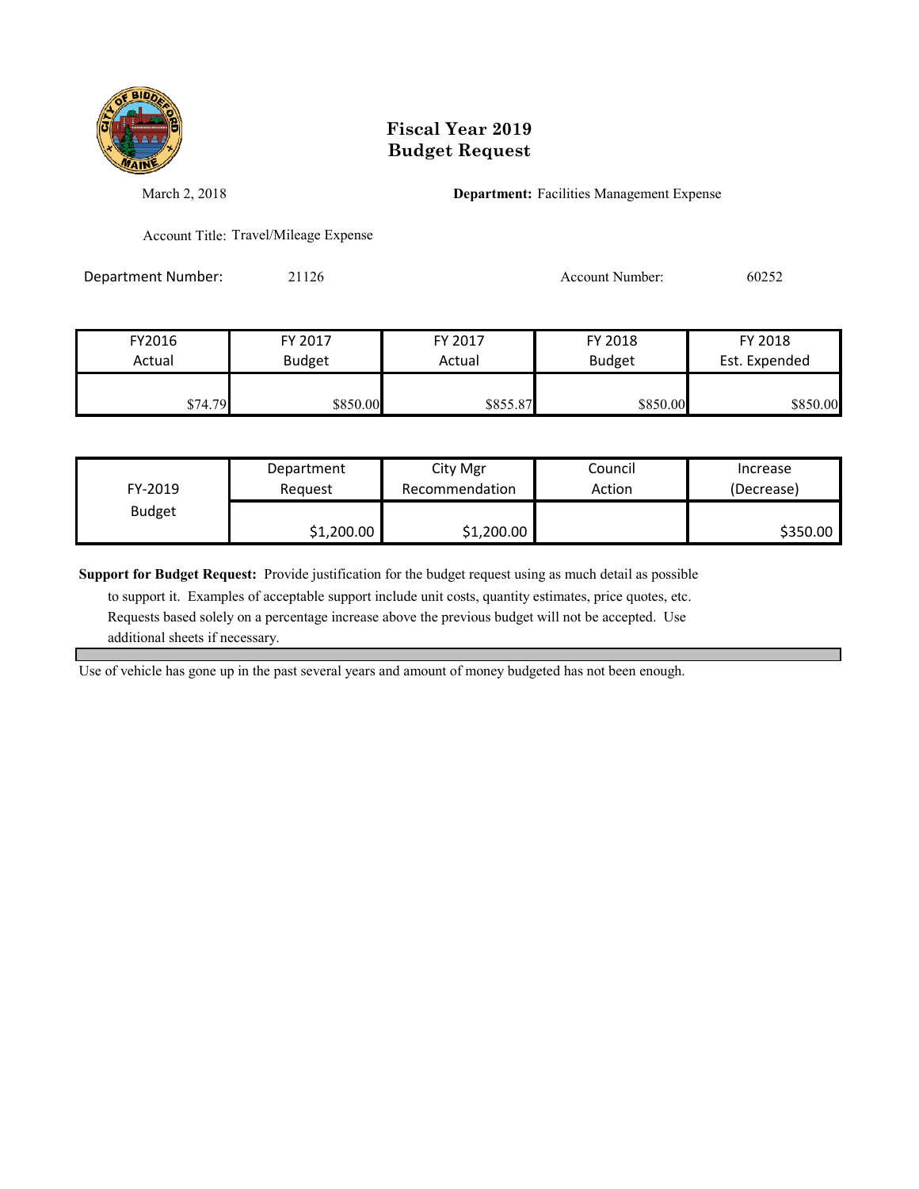# Fiscal Year 2019 Budget Request

March 2, 2018

**Department:** Facilities Management Expense

Account Title: Travel/Mileage Expense

Department Number: 21126

Account Number: 60252

| FY2016 Actual | FY 2017 Budget | FY 2017 Actual | FY 2018 Budget | FY 2018 Est. Expended |
|---|---|---|---|---|
| $74.79 | $850.00 | $855.87 | $850.00 | $850.00 |

| FY-2019 Budget | Department Request | City Mgr Recommendation | Council Action | Increase (Decrease) |
|---|---|---|---|---|
| | $1,200.00 | $1,200.00 | | $350.00 |

**Support for Budget Request:** Provide justification for the budget request using as much detail as possible to support it. Examples of acceptable support include unit costs, quantity estimates, price quotes, etc. Requests based solely on a percentage increase above the previous budget will not be accepted. Use additional sheets if necessary.

Use of vehicle has gone up in the past several years and amount of money budgeted has not been enough.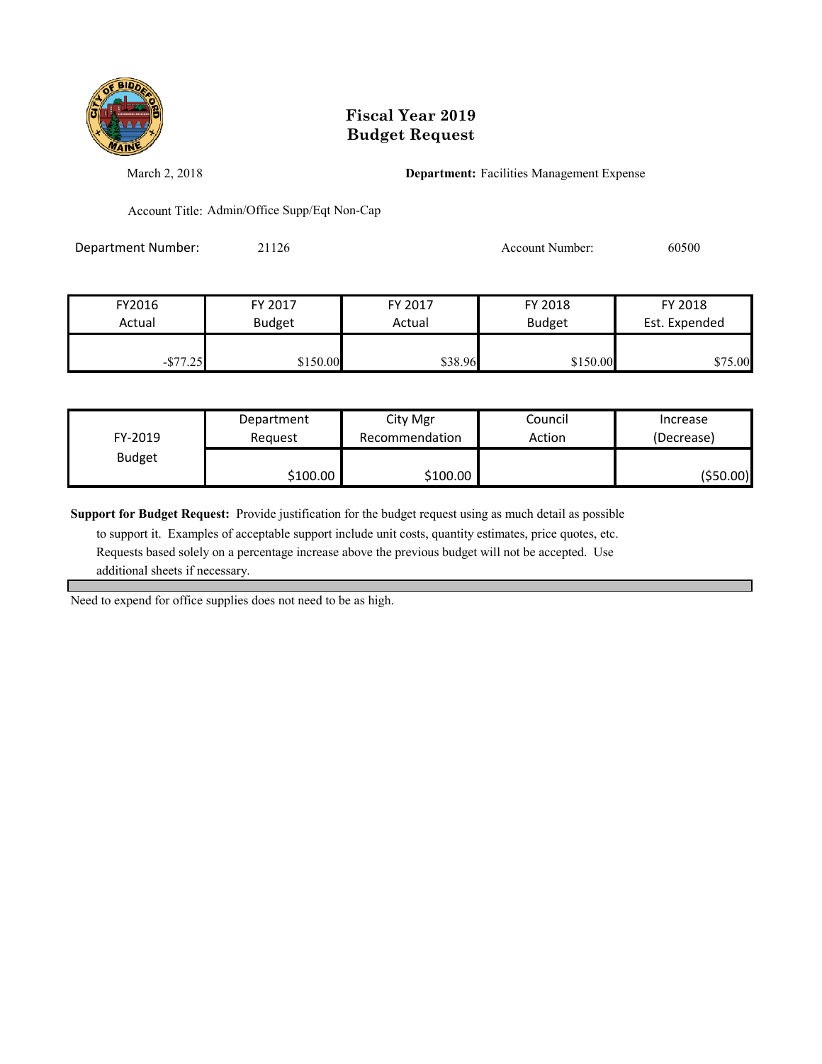# Fiscal Year 2019
# Budget Request

March 2, 2018

**Department:** Facilities Management Expense

Account Title: Admin/Office Supp/Eqt Non-Cap

Department Number: 21126

Account Number: 60500

| FY2016 Actual | FY 2017 Budget | FY 2017 Actual | FY 2018 Budget | FY 2018 Est. Expended |
|---|---|---|---|---|
| -$77.25 | $150.00 | $38.96 | $150.00 | $75.00 |

| FY-2019 Budget | Department Request | City Mgr Recommendation | Council Action | Increase (Decrease) |
|---|---|---|---|---|
| | $100.00 | $100.00 | | ($50.00) |

**Support for Budget Request:** Provide justification for the budget request using as much detail as possible to support it. Examples of acceptable support include unit costs, quantity estimates, price quotes, etc. Requests based solely on a percentage increase above the previous budget will not be accepted. Use additional sheets if necessary.

Need to expend for office supplies does not need to be as high.